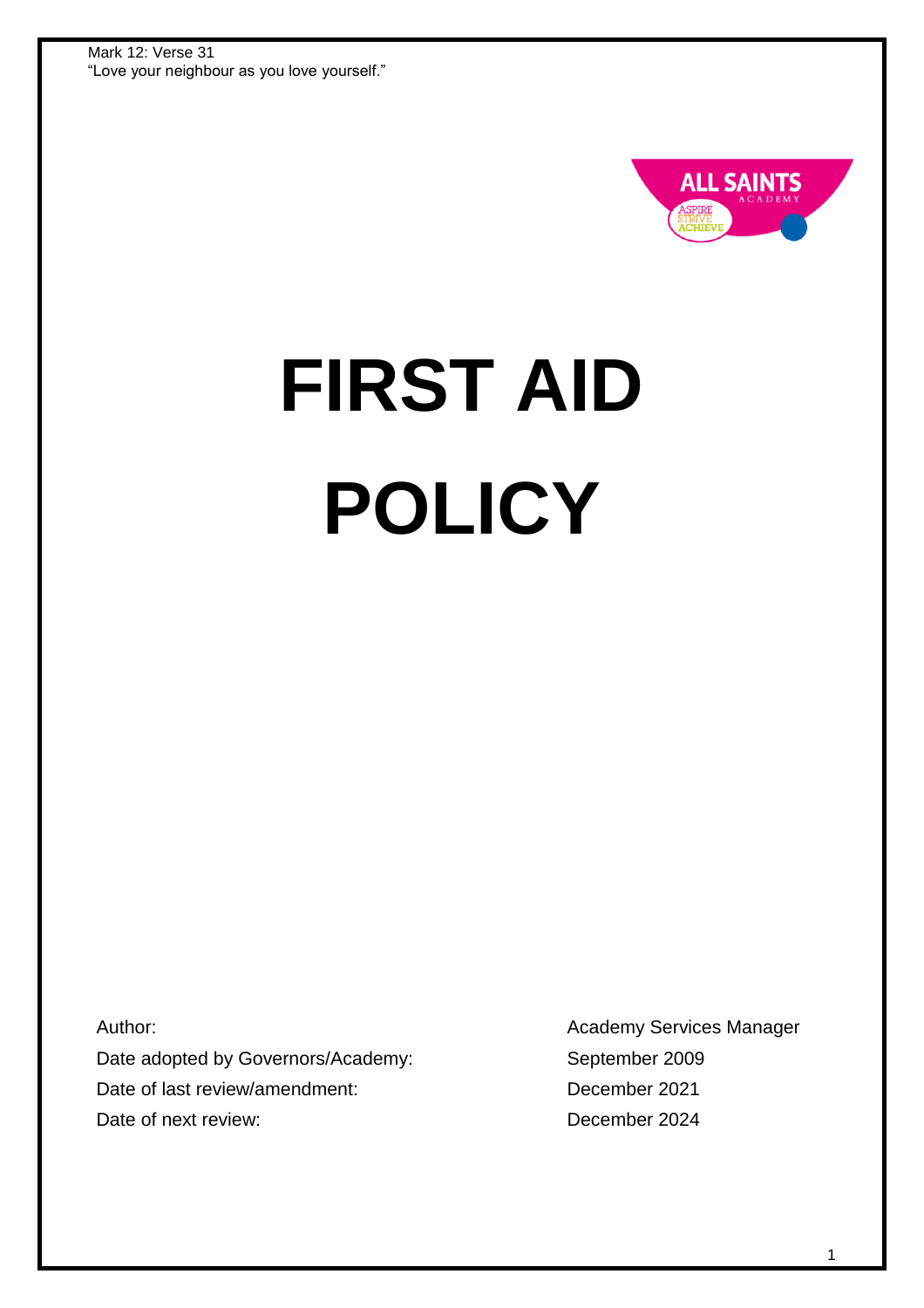Mark 12: Verse 31
"Love your neighbour as you love yourself."

ALL SAINTS ACADEMY

ASPIRE STRIVE ACHIEVE

# FIRST AID POLICY

| | |
|---|---|
| Author: | Academy Services Manager |
| Date adopted by Governors/Academy: | September 2009 |
| Date of last review/amendment: | December 2021 |
| Date of next review: | December 2024 |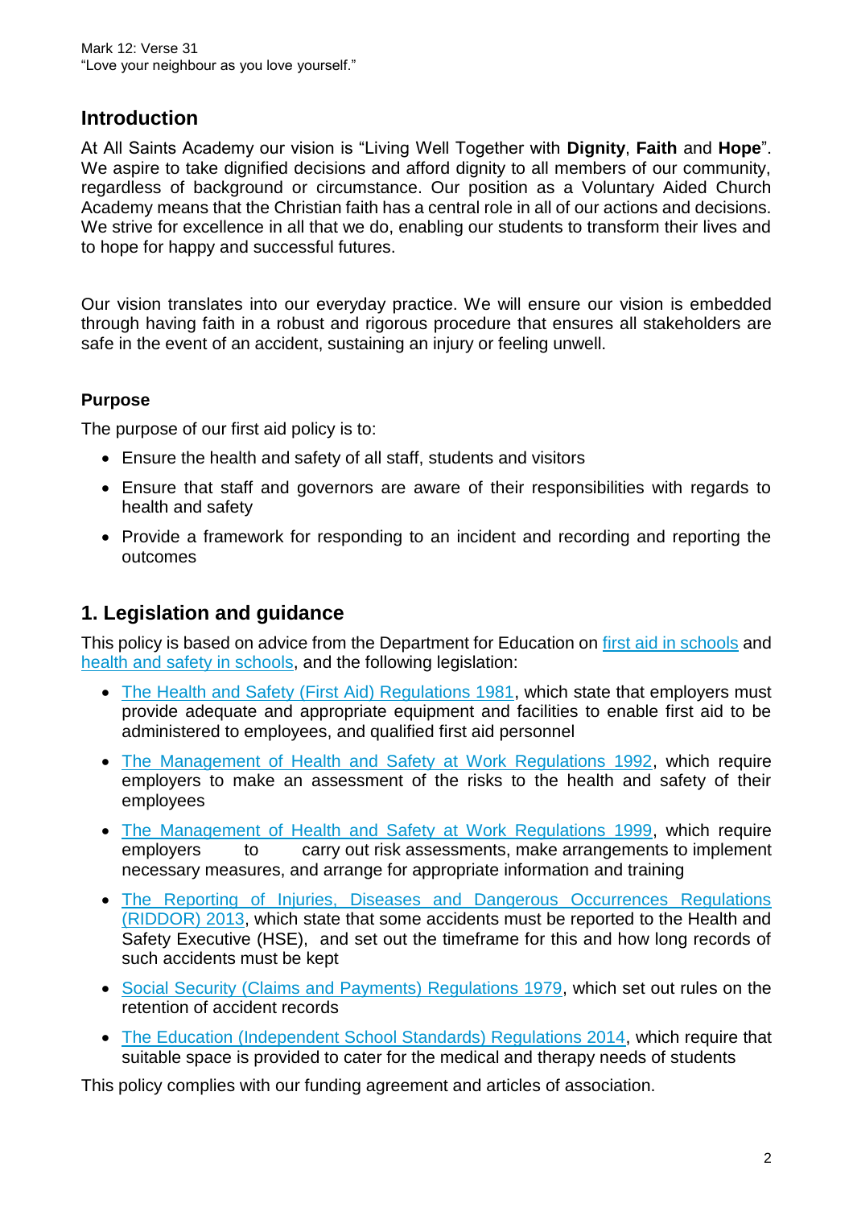Mark 12: Verse 31
"Love your neighbour as you love yourself."

## Introduction

At All Saints Academy our vision is "Living Well Together with **Dignity**, **Faith** and **Hope**". We aspire to take dignified decisions and afford dignity to all members of our community, regardless of background or circumstance. Our position as a Voluntary Aided Church Academy means that the Christian faith has a central role in all of our actions and decisions. We strive for excellence in all that we do, enabling our students to transform their lives and to hope for happy and successful futures.

Our vision translates into our everyday practice. We will ensure our vision is embedded through having faith in a robust and rigorous procedure that ensures all stakeholders are safe in the event of an accident, sustaining an injury or feeling unwell.

### Purpose

The purpose of our first aid policy is to:

- Ensure the health and safety of all staff, students and visitors
- Ensure that staff and governors are aware of their responsibilities with regards to health and safety
- Provide a framework for responding to an incident and recording and reporting the outcomes

## 1. Legislation and guidance

This policy is based on advice from the Department for Education on first aid in schools and health and safety in schools, and the following legislation:

- The Health and Safety (First Aid) Regulations 1981, which state that employers must provide adequate and appropriate equipment and facilities to enable first aid to be administered to employees, and qualified first aid personnel
- The Management of Health and Safety at Work Regulations 1992, which require employers to make an assessment of the risks to the health and safety of their employees
- The Management of Health and Safety at Work Regulations 1999, which require employers to carry out risk assessments, make arrangements to implement necessary measures, and arrange for appropriate information and training
- The Reporting of Injuries, Diseases and Dangerous Occurrences Regulations (RIDDOR) 2013, which state that some accidents must be reported to the Health and Safety Executive (HSE), and set out the timeframe for this and how long records of such accidents must be kept
- Social Security (Claims and Payments) Regulations 1979, which set out rules on the retention of accident records
- The Education (Independent School Standards) Regulations 2014, which require that suitable space is provided to cater for the medical and therapy needs of students

This policy complies with our funding agreement and articles of association.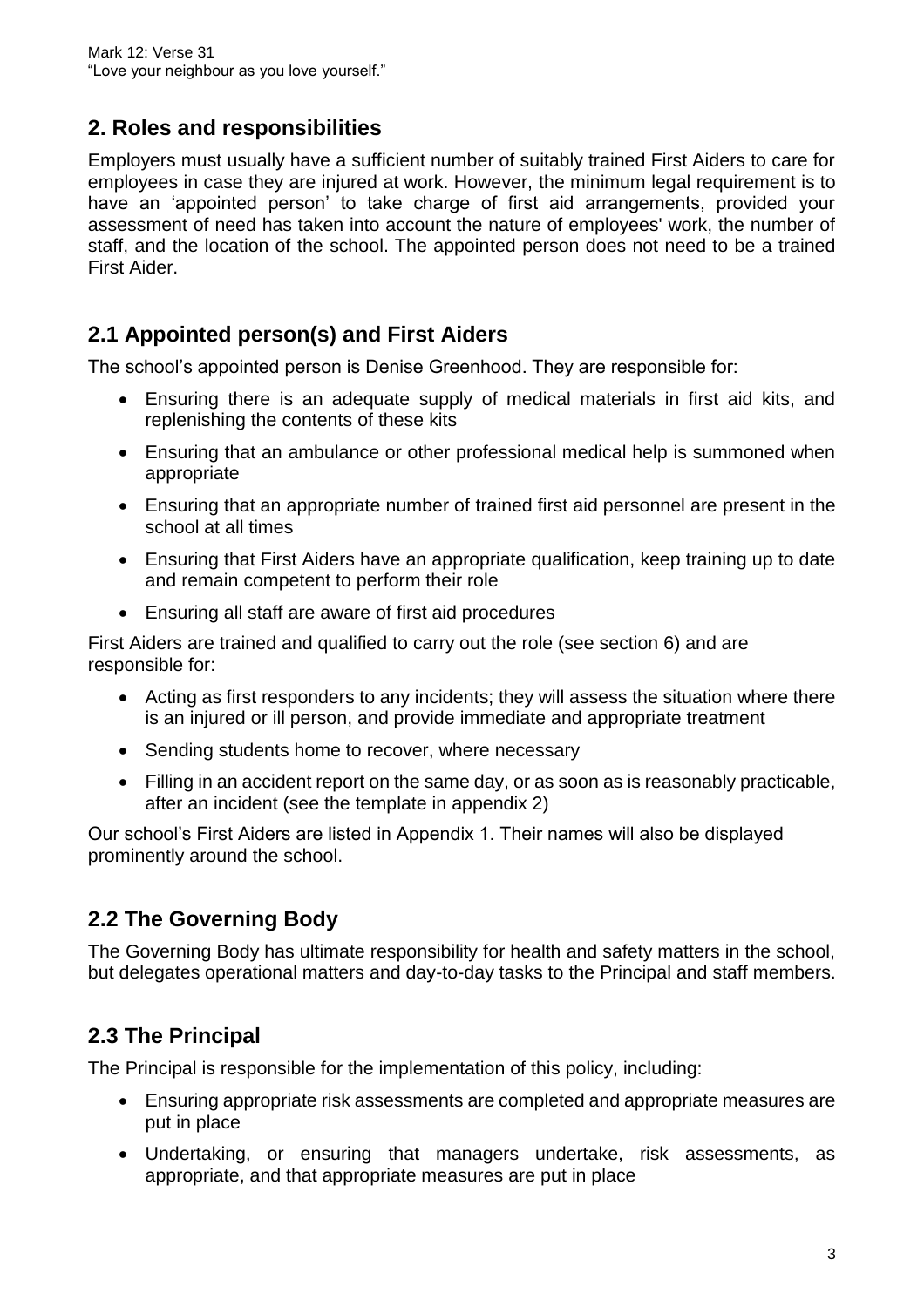## 2. Roles and responsibilities

Employers must usually have a sufficient number of suitably trained First Aiders to care for employees in case they are injured at work. However, the minimum legal requirement is to have an 'appointed person' to take charge of first aid arrangements, provided your assessment of need has taken into account the nature of employees' work, the number of staff, and the location of the school. The appointed person does not need to be a trained First Aider.

## 2.1 Appointed person(s) and First Aiders

The school's appointed person is Denise Greenhood. They are responsible for:

- Ensuring there is an adequate supply of medical materials in first aid kits, and replenishing the contents of these kits
- Ensuring that an ambulance or other professional medical help is summoned when appropriate
- Ensuring that an appropriate number of trained first aid personnel are present in the school at all times
- Ensuring that First Aiders have an appropriate qualification, keep training up to date and remain competent to perform their role
- Ensuring all staff are aware of first aid procedures

First Aiders are trained and qualified to carry out the role (see section 6) and are responsible for:

- Acting as first responders to any incidents; they will assess the situation where there is an injured or ill person, and provide immediate and appropriate treatment
- Sending students home to recover, where necessary
- Filling in an accident report on the same day, or as soon as is reasonably practicable, after an incident (see the template in appendix 2)

Our school's First Aiders are listed in Appendix 1. Their names will also be displayed prominently around the school.

## 2.2 The Governing Body

The Governing Body has ultimate responsibility for health and safety matters in the school, but delegates operational matters and day-to-day tasks to the Principal and staff members.

## 2.3 The Principal

The Principal is responsible for the implementation of this policy, including:

- Ensuring appropriate risk assessments are completed and appropriate measures are put in place
- Undertaking, or ensuring that managers undertake, risk assessments, as appropriate, and that appropriate measures are put in place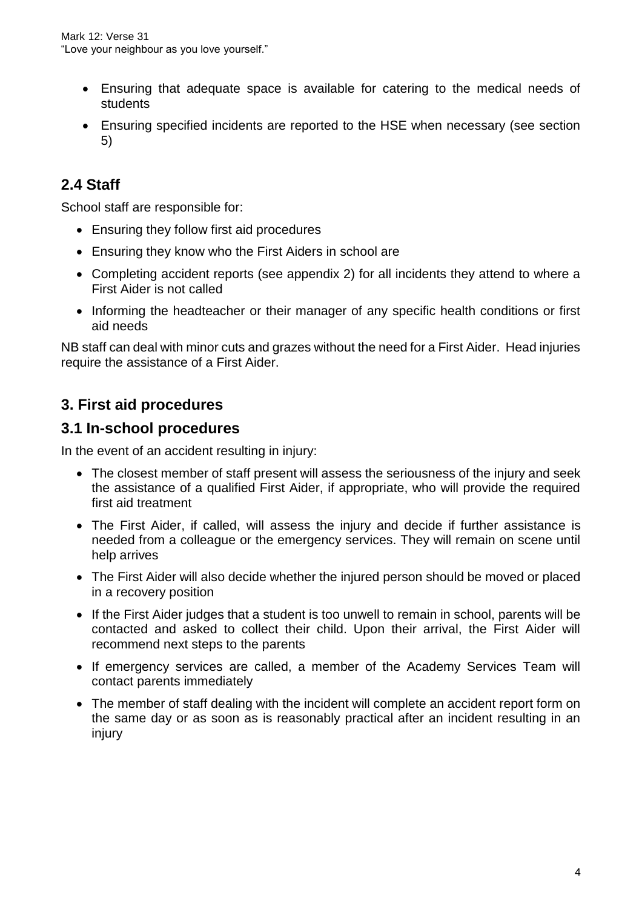- Ensuring that adequate space is available for catering to the medical needs of students
- Ensuring specified incidents are reported to the HSE when necessary (see section 5)

## 2.4 Staff

School staff are responsible for:

- Ensuring they follow first aid procedures
- Ensuring they know who the First Aiders in school are
- Completing accident reports (see appendix 2) for all incidents they attend to where a First Aider is not called
- Informing the headteacher or their manager of any specific health conditions or first aid needs

NB staff can deal with minor cuts and grazes without the need for a First Aider. Head injuries require the assistance of a First Aider.

# 3. First aid procedures

## 3.1 In-school procedures

In the event of an accident resulting in injury:

- The closest member of staff present will assess the seriousness of the injury and seek the assistance of a qualified First Aider, if appropriate, who will provide the required first aid treatment
- The First Aider, if called, will assess the injury and decide if further assistance is needed from a colleague or the emergency services. They will remain on scene until help arrives
- The First Aider will also decide whether the injured person should be moved or placed in a recovery position
- If the First Aider judges that a student is too unwell to remain in school, parents will be contacted and asked to collect their child. Upon their arrival, the First Aider will recommend next steps to the parents
- If emergency services are called, a member of the Academy Services Team will contact parents immediately
- The member of staff dealing with the incident will complete an accident report form on the same day or as soon as is reasonably practical after an incident resulting in an injury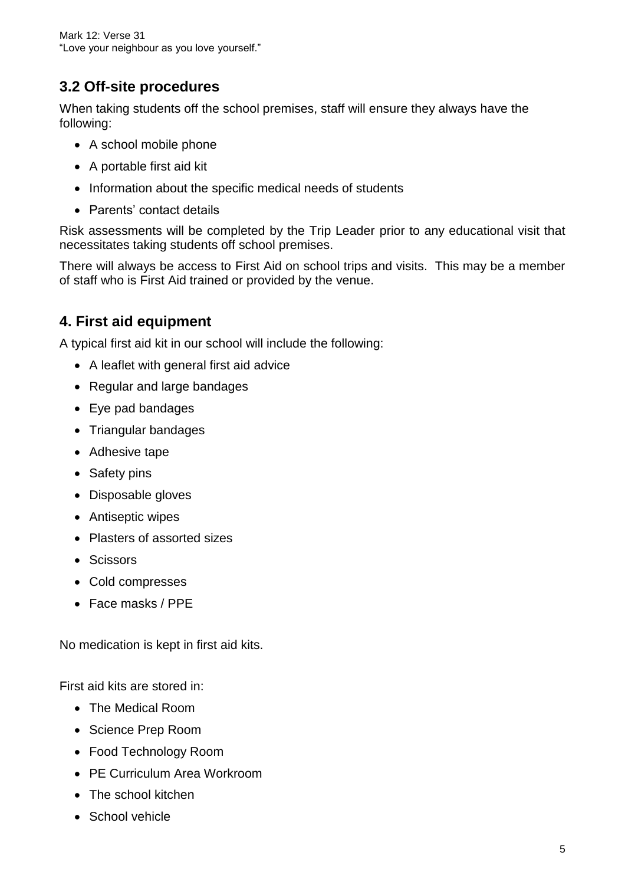## 3.2 Off-site procedures

When taking students off the school premises, staff will ensure they always have the following:

- A school mobile phone
- A portable first aid kit
- Information about the specific medical needs of students
- Parents' contact details

Risk assessments will be completed by the Trip Leader prior to any educational visit that necessitates taking students off school premises.

There will always be access to First Aid on school trips and visits. This may be a member of staff who is First Aid trained or provided by the venue.

## 4. First aid equipment

A typical first aid kit in our school will include the following:

- A leaflet with general first aid advice
- Regular and large bandages
- Eye pad bandages
- Triangular bandages
- Adhesive tape
- Safety pins
- Disposable gloves
- Antiseptic wipes
- Plasters of assorted sizes
- Scissors
- Cold compresses
- Face masks / PPE

No medication is kept in first aid kits.

First aid kits are stored in:

- The Medical Room
- Science Prep Room
- Food Technology Room
- PE Curriculum Area Workroom
- The school kitchen
- School vehicle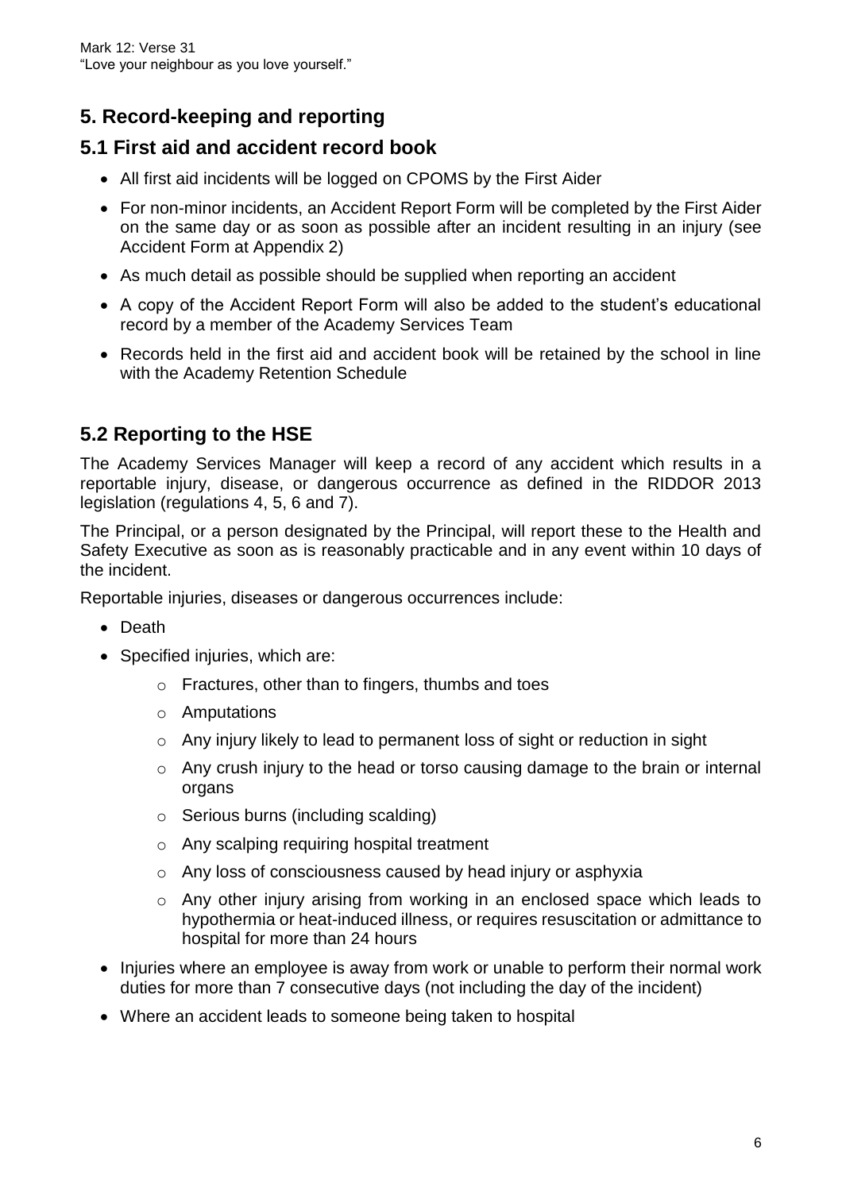## 5. Record-keeping and reporting

### 5.1 First aid and accident record book

- All first aid incidents will be logged on CPOMS by the First Aider
- For non-minor incidents, an Accident Report Form will be completed by the First Aider on the same day or as soon as possible after an incident resulting in an injury (see Accident Form at Appendix 2)
- As much detail as possible should be supplied when reporting an accident
- A copy of the Accident Report Form will also be added to the student's educational record by a member of the Academy Services Team
- Records held in the first aid and accident book will be retained by the school in line with the Academy Retention Schedule

### 5.2 Reporting to the HSE

The Academy Services Manager will keep a record of any accident which results in a reportable injury, disease, or dangerous occurrence as defined in the RIDDOR 2013 legislation (regulations 4, 5, 6 and 7).

The Principal, or a person designated by the Principal, will report these to the Health and Safety Executive as soon as is reasonably practicable and in any event within 10 days of the incident.

Reportable injuries, diseases or dangerous occurrences include:

- Death
- Specified injuries, which are:
  - Fractures, other than to fingers, thumbs and toes
  - Amputations
  - Any injury likely to lead to permanent loss of sight or reduction in sight
  - Any crush injury to the head or torso causing damage to the brain or internal organs
  - Serious burns (including scalding)
  - Any scalping requiring hospital treatment
  - Any loss of consciousness caused by head injury or asphyxia
  - Any other injury arising from working in an enclosed space which leads to hypothermia or heat-induced illness, or requires resuscitation or admittance to hospital for more than 24 hours
- Injuries where an employee is away from work or unable to perform their normal work duties for more than 7 consecutive days (not including the day of the incident)
- Where an accident leads to someone being taken to hospital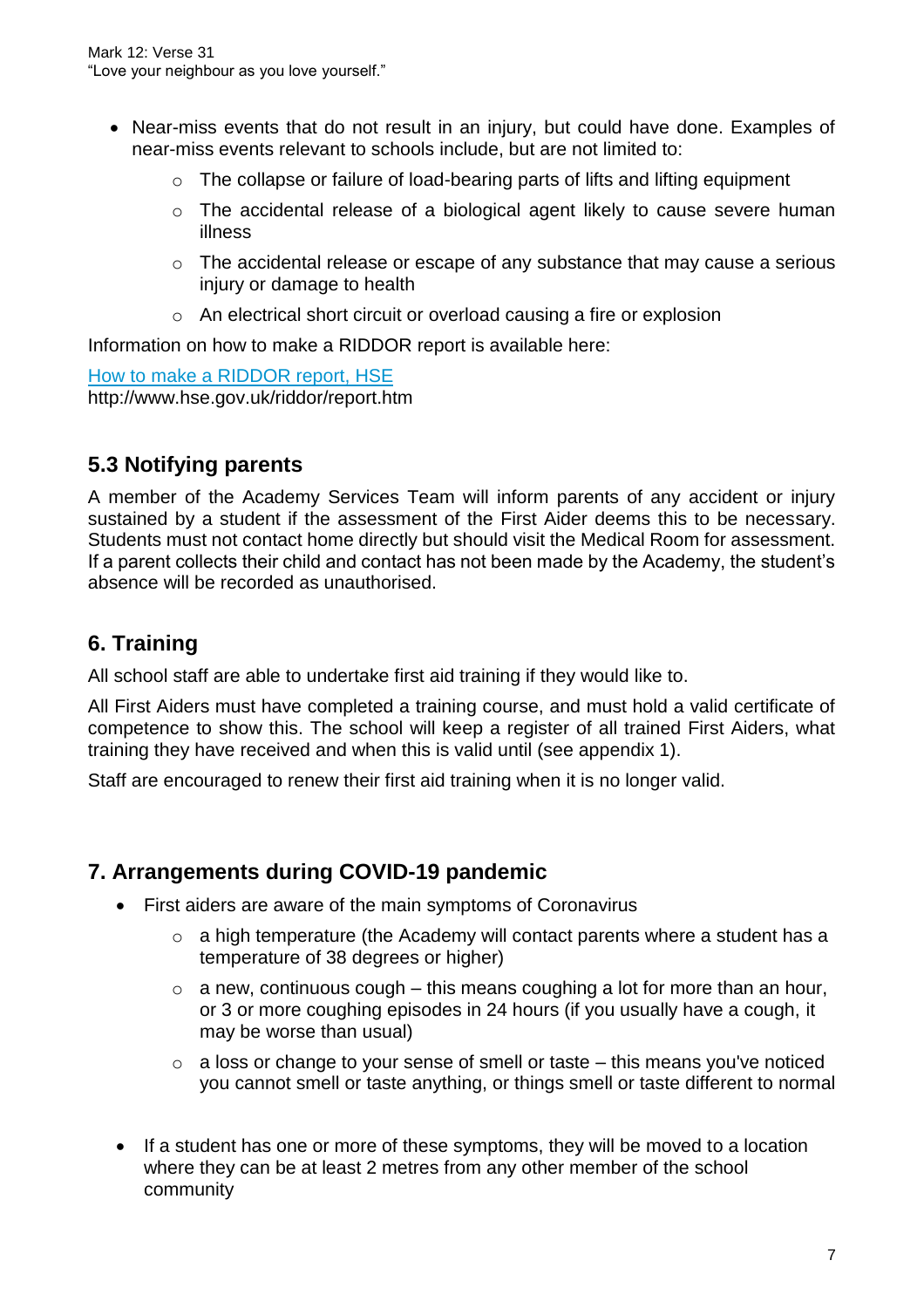- Near-miss events that do not result in an injury, but could have done. Examples of near-miss events relevant to schools include, but are not limited to:
    - The collapse or failure of load-bearing parts of lifts and lifting equipment
    - The accidental release of a biological agent likely to cause severe human illness
    - The accidental release or escape of any substance that may cause a serious injury or damage to health
    - An electrical short circuit or overload causing a fire or explosion

Information on how to make a RIDDOR report is available here:

[How to make a RIDDOR report, HSE](http://www.hse.gov.uk/riddor/report.htm)
http://www.hse.gov.uk/riddor/report.htm

## 5.3 Notifying parents

A member of the Academy Services Team will inform parents of any accident or injury sustained by a student if the assessment of the First Aider deems this to be necessary. Students must not contact home directly but should visit the Medical Room for assessment. If a parent collects their child and contact has not been made by the Academy, the student's absence will be recorded as unauthorised.

## 6. Training

All school staff are able to undertake first aid training if they would like to.

All First Aiders must have completed a training course, and must hold a valid certificate of competence to show this. The school will keep a register of all trained First Aiders, what training they have received and when this is valid until (see appendix 1).

Staff are encouraged to renew their first aid training when it is no longer valid.

## 7. Arrangements during COVID-19 pandemic

- First aiders are aware of the main symptoms of Coronavirus
    - a high temperature (the Academy will contact parents where a student has a temperature of 38 degrees or higher)
    - a new, continuous cough – this means coughing a lot for more than an hour, or 3 or more coughing episodes in 24 hours (if you usually have a cough, it may be worse than usual)
    - a loss or change to your sense of smell or taste – this means you've noticed you cannot smell or taste anything, or things smell or taste different to normal

- If a student has one or more of these symptoms, they will be moved to a location where they can be at least 2 metres from any other member of the school community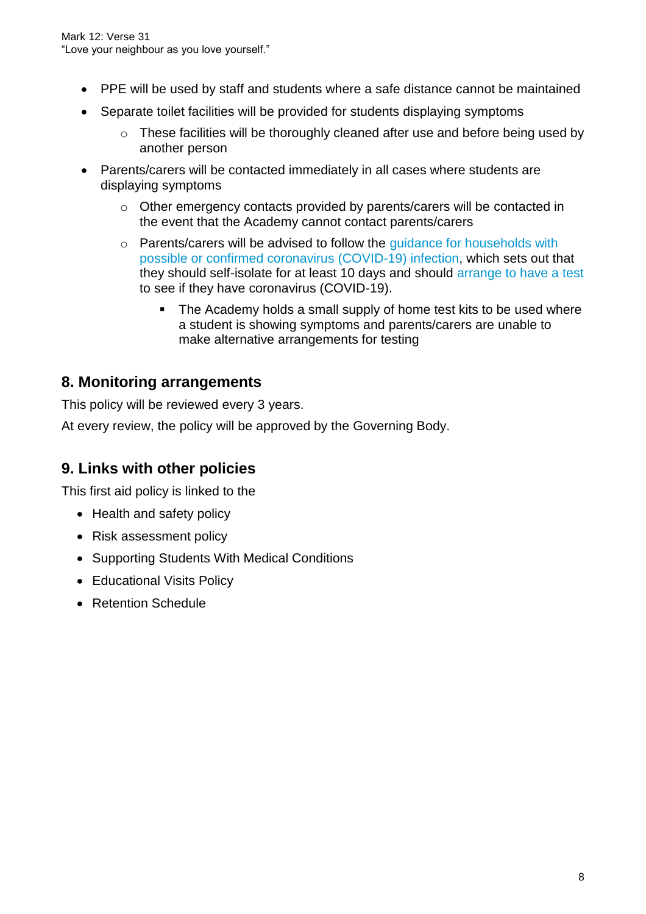- PPE will be used by staff and students where a safe distance cannot be maintained
- Separate toilet facilities will be provided for students displaying symptoms
    - These facilities will be thoroughly cleaned after use and before being used by another person
- Parents/carers will be contacted immediately in all cases where students are displaying symptoms
    - Other emergency contacts provided by parents/carers will be contacted in the event that the Academy cannot contact parents/carers
    - Parents/carers will be advised to follow the guidance for households with possible or confirmed coronavirus (COVID-19) infection, which sets out that they should self-isolate for at least 10 days and should arrange to have a test to see if they have coronavirus (COVID-19).
        - The Academy holds a small supply of home test kits to be used where a student is showing symptoms and parents/carers are unable to make alternative arrangements for testing

## 8. Monitoring arrangements

This policy will be reviewed every 3 years.

At every review, the policy will be approved by the Governing Body.

## 9. Links with other policies

This first aid policy is linked to the

- Health and safety policy
- Risk assessment policy
- Supporting Students With Medical Conditions
- Educational Visits Policy
- Retention Schedule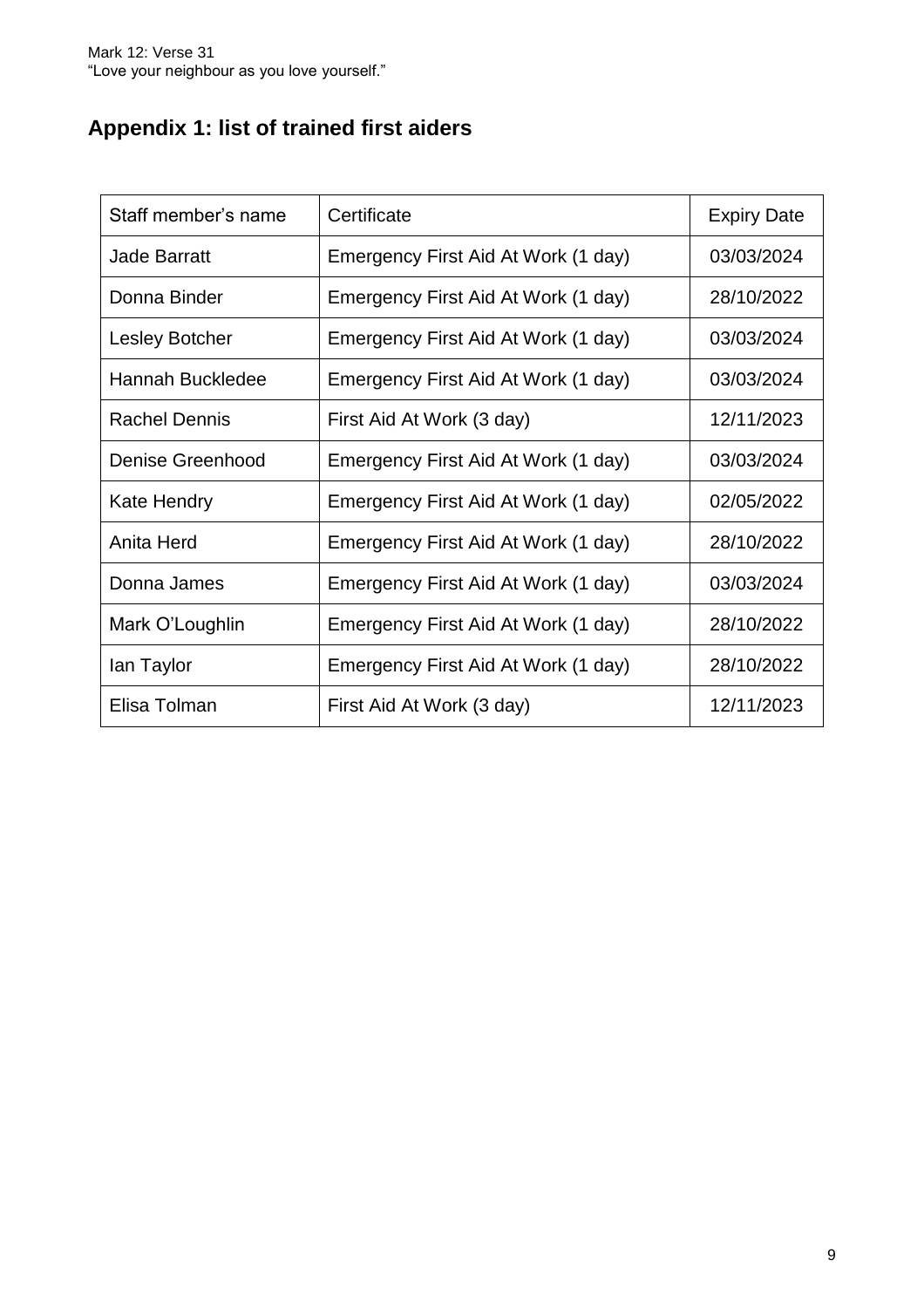## Appendix 1: list of trained first aiders

| Staff member's name | Certificate | Expiry Date |
| --- | --- | --- |
| Jade Barratt | Emergency First Aid At Work (1 day) | 03/03/2024 |
| Donna Binder | Emergency First Aid At Work (1 day) | 28/10/2022 |
| Lesley Botcher | Emergency First Aid At Work (1 day) | 03/03/2024 |
| Hannah Buckledee | Emergency First Aid At Work (1 day) | 03/03/2024 |
| Rachel Dennis | First Aid At Work (3 day) | 12/11/2023 |
| Denise Greenhood | Emergency First Aid At Work (1 day) | 03/03/2024 |
| Kate Hendry | Emergency First Aid At Work (1 day) | 02/05/2022 |
| Anita Herd | Emergency First Aid At Work (1 day) | 28/10/2022 |
| Donna James | Emergency First Aid At Work (1 day) | 03/03/2024 |
| Mark O'Loughlin | Emergency First Aid At Work (1 day) | 28/10/2022 |
| Ian Taylor | Emergency First Aid At Work (1 day) | 28/10/2022 |
| Elisa Tolman | First Aid At Work (3 day) | 12/11/2023 |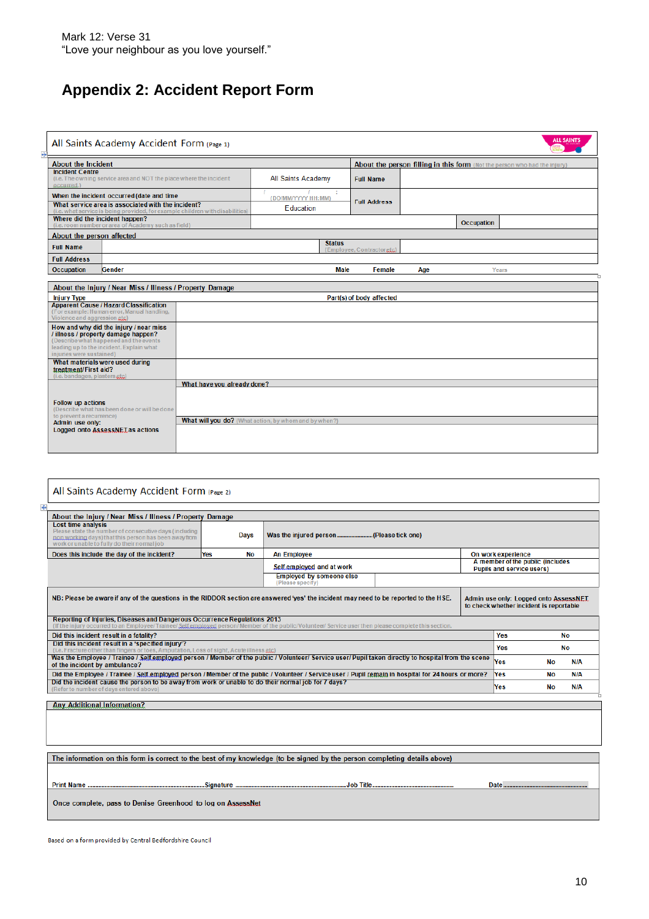Mark 12: Verse 31
"Love your neighbour as you love yourself."

# Appendix 2: Accident Report Form

## All Saints Academy Accident Form (Page 1)

| About the Incident | | About the person filling in this form (Not the person who had the injury) | | | |
|---|---|---|---|---|---|
| Incident Centre (i.e. The owning service area and NOT the place where the incident occurred.) | All Saints Academy | Full Name | | | |
| When the incident occurred (date and time | / / : (DD/MM/YYYY HH:MM) | Full Address | | | |
| What service area is associated with the incident? (i.e. what service is being provided, for example children with disabilities) | Education | | | | |
| Where did the incident happen? (i.e. room number or area of Academy such as field) | | | | Occupation | |

| About the person affected | | | | | | |
|---|---|---|---|---|---|---|
| Full Name | | Status (Employee, Contractor etc) | | | | |
| Full Address | | | | | | |
| Occupation | Gender | Male | Female | Age | Years | |

| About the Injury / Near Miss / Illness / Property Damage | | |
|---|---|---|
| Injury Type | Part(s) of body affected | |
| Apparent Cause / Hazard Classification (For example: Human error, Manual handling, Violence and aggression etc) | | |
| How and why did the injury / near miss / illness / property damage happen? (Describe what happened and the events leading up to the incident. Explain what injuries were sustained) | | |
| What materials were used during treatment/First aid? (i.e. bandages, plasters etc) | | |
| Follow up actions (Describe what has been done or will be done to prevent a recurrence) Admin use only: Logged onto AssessNET as actions | What have you already done? | |
| | What will you do? (What action, by whom and by when?) | |

## All Saints Academy Accident Form (Page 2)

| About the Injury / Near Miss / Illness / Property Damage | | | | | |
|---|---|---|---|---|---|
| Lost time analysis (Please state the number of consecutive days (including non working days) that this person has been away from work or unable to fully do their normal job | Days | | Was the injured person .................... (Please tick one) | | |
| Does this include the day of the incident? | Yes | No | An Employee | On work experience | |
| | | | Self employed and at work | A member of the public (includes Pupils and service users) | |
| | | | Employed by someone else (Please specify) | | |

| | |
|---|---|
| NB: Please be aware if any of the questions in the RIDDOR section are answered 'yes' the incident may need to be reported to the HSE. | Admin use only: Logged onto AssessNET to check whether incident is reportable |

| Reporting of Injuries, Diseases and Dangerous Occurrence Regulations 2013 (If the injury occurred to an Employee/ Trainee/ Self employed person/ Member of the public/ Volunteer/ Service user then please complete this section. | | | |
|---|---|---|---|
| Did this incident result in a fatality? | Yes | No | |
| Did this incident result in a 'specified injury'? (i.e. Fracture other than fingers or toes, Amputation, Loss of sight, Acute illness etc) | Yes | No | |
| Was the Employee / Trainee / Self employed person / Member of the public / Volunteer/ Service user/ Pupil taken directly to hospital from the scene of the incident by ambulance? | Yes | No | N/A |
| Did the Employee / Trainee / Self employed person / Member of the public / Volunteer / Service user / Pupil remain in hospital for 24 hours or more? | Yes | No | N/A |
| Did the incident cause the person to be away from work or unable to do their normal job for 7 days? (Refer to number of days entered above) | Yes | No | N/A |

**Any Additional Information?**

The information on this form is correct to the best of my knowledge (to be signed by the person completing details above)

Print Name ................................................Signature ..........................................................Job Title...................................... Date ..............................

Once complete, pass to Denise Greenhood to log on AssessNet

Based on a form provided by Central Bedfordshire Council